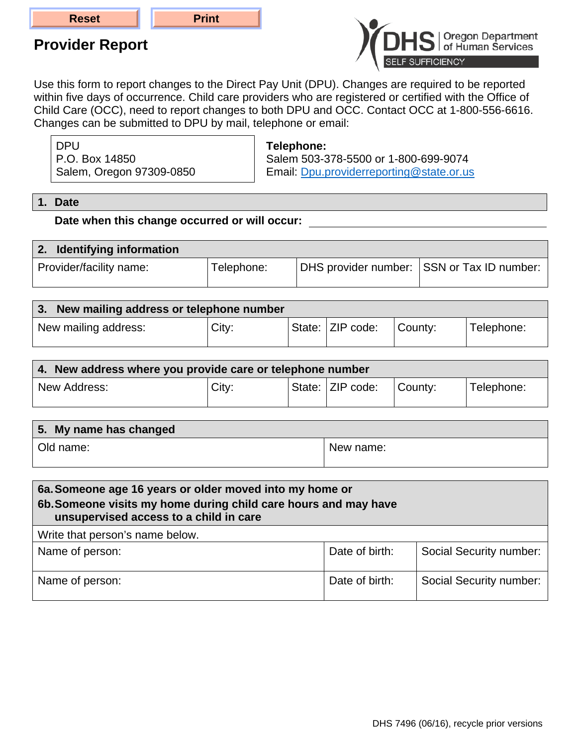Reset Print

# Provider Report

DHS | Oregon Department of Human Services
SELF SUFFICIENCY

Use this form to report changes to the Direct Pay Unit (DPU). Changes are required to be reported within five days of occurrence. Child care providers who are registered or certified with the Office of Child Care (OCC), need to report changes to both DPU and OCC. Contact OCC at 1-800-556-6616. Changes can be submitted to DPU by mail, telephone or email:

DPU
P.O. Box 14850
Salem, Oregon 97309-0850

**Telephone:**
Salem 503-378-5500 or 1-800-699-9074
Email: Dpu.providerreporting@state.or.us

## 1. Date

**Date when this change occurred or will occur:** ____________________

## 2. Identifying information

| Provider/facility name: | Telephone: | DHS provider number: | SSN or Tax ID number: |
|---|---|---|---|
| | | | |

## 3. New mailing address or telephone number

| New mailing address: | City: | State: | ZIP code: | County: | Telephone: |
|---|---|---|---|---|---|
| | | | | | |

## 4. New address where you provide care or telephone number

| New Address: | City: | State: | ZIP code: | County: | Telephone: |
|---|---|---|---|---|---|
| | | | | | |

## 5. My name has changed

| Old name: | New name: |
|---|---|
| | |

## 6a. Someone age 16 years or older moved into my home or
## 6b. Someone visits my home during child care hours and may have unsupervised access to a child in care

Write that person's name below.

| Name of person: | Date of birth: | Social Security number: |
|---|---|---|
| Name of person: | Date of birth: | Social Security number: |

DHS 7496 (06/16), recycle prior versions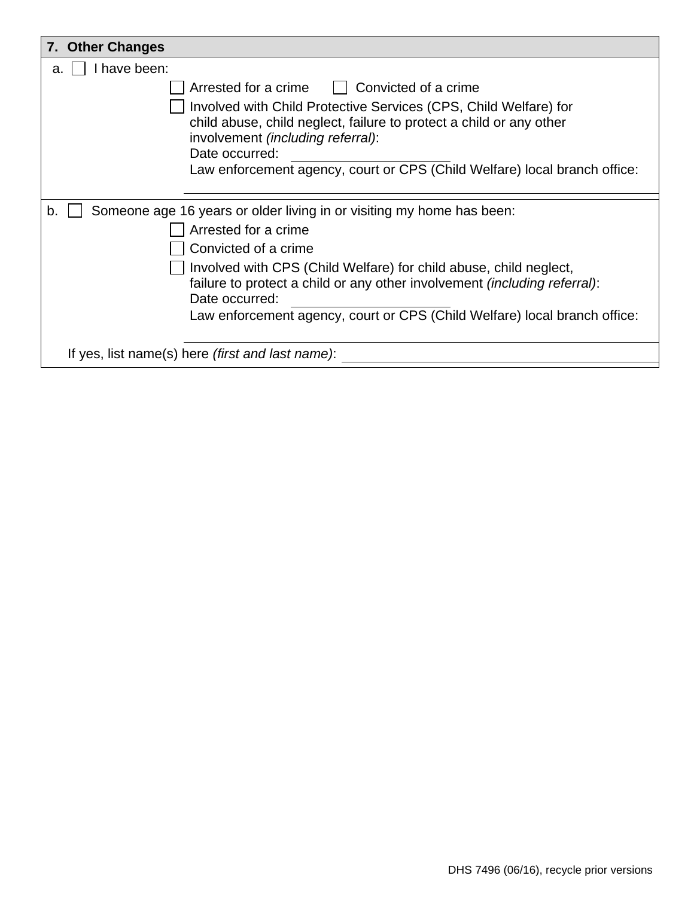## 7. Other Changes

a. ☐ I have been:

- ☐ Arrested for a crime ☐ Convicted of a crime
- ☐ Involved with Child Protective Services (CPS, Child Welfare) for child abuse, child neglect, failure to protect a child or any other involvement *(including referral)*:

  Date occurred: ____________________

  Law enforcement agency, court or CPS (Child Welfare) local branch office:

  ____________________

b. ☐ Someone age 16 years or older living in or visiting my home has been:

- ☐ Arrested for a crime
- ☐ Convicted of a crime
- ☐ Involved with CPS (Child Welfare) for child abuse, child neglect, failure to protect a child or any other involvement *(including referral)*:

  Date occurred: ____________________

  Law enforcement agency, court or CPS (Child Welfare) local branch office:

  ____________________

If yes, list name(s) here *(first and last name)*: ____________________

DHS 7496 (06/16), recycle prior versions